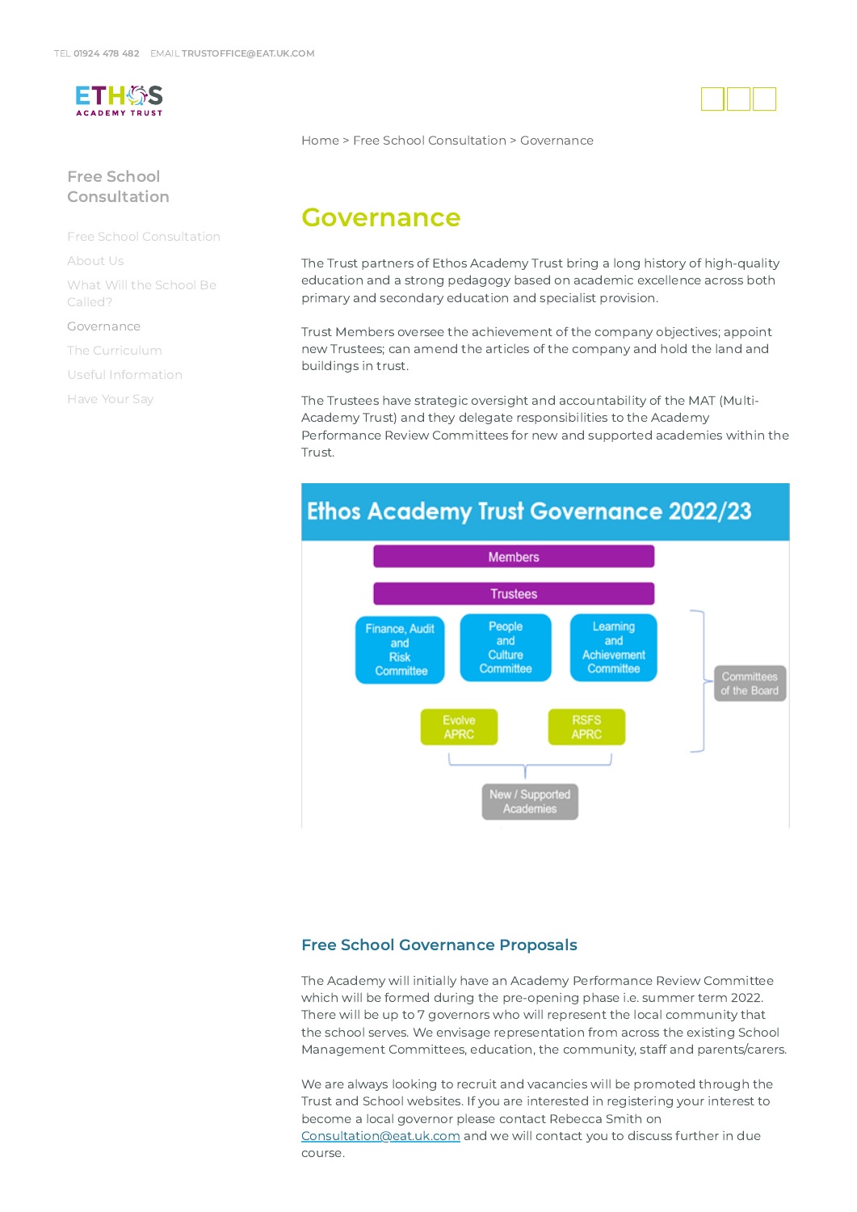TEL 01924 478 482 EMAIL TRUSTOFFICE@EAT.UK.COM

ETHOS ACADEMY TRUST

Home > Free School Consultation > Governance

## Free School Consultation

- Free School Consultation
- About Us
- What Will the School Be Called?
- Governance
- The Curriculum
- Useful Information
- Have Your Say

# Governance

The Trust partners of Ethos Academy Trust bring a long history of high-quality education and a strong pedagogy based on academic excellence across both primary and secondary education and specialist provision.

Trust Members oversee the achievement of the company objectives; appoint new Trustees; can amend the articles of the company and hold the land and buildings in trust.

The Trustees have strategic oversight and accountability of the MAT (Multi-Academy Trust) and they delegate responsibilities to the Academy Performance Review Committees for new and supported academies within the Trust.

**Ethos Academy Trust Governance 2022/23**

- Members
- Trustees
- Committees of the Board:
  - Finance, Audit and Risk Committee
  - People and Culture Committee
  - Learning and Achievement Committee
  - Evolve APRC
  - RSFS APRC
- New / Supported Academies

## Free School Governance Proposals

The Academy will initially have an Academy Performance Review Committee which will be formed during the pre-opening phase i.e. summer term 2022. There will be up to 7 governors who will represent the local community that the school serves. We envisage representation from across the existing School Management Committees, education, the community, staff and parents/carers.

We are always looking to recruit and vacancies will be promoted through the Trust and School websites. If you are interested in registering your interest to become a local governor please contact Rebecca Smith on Consultation@eat.uk.com and we will contact you to discuss further in due course.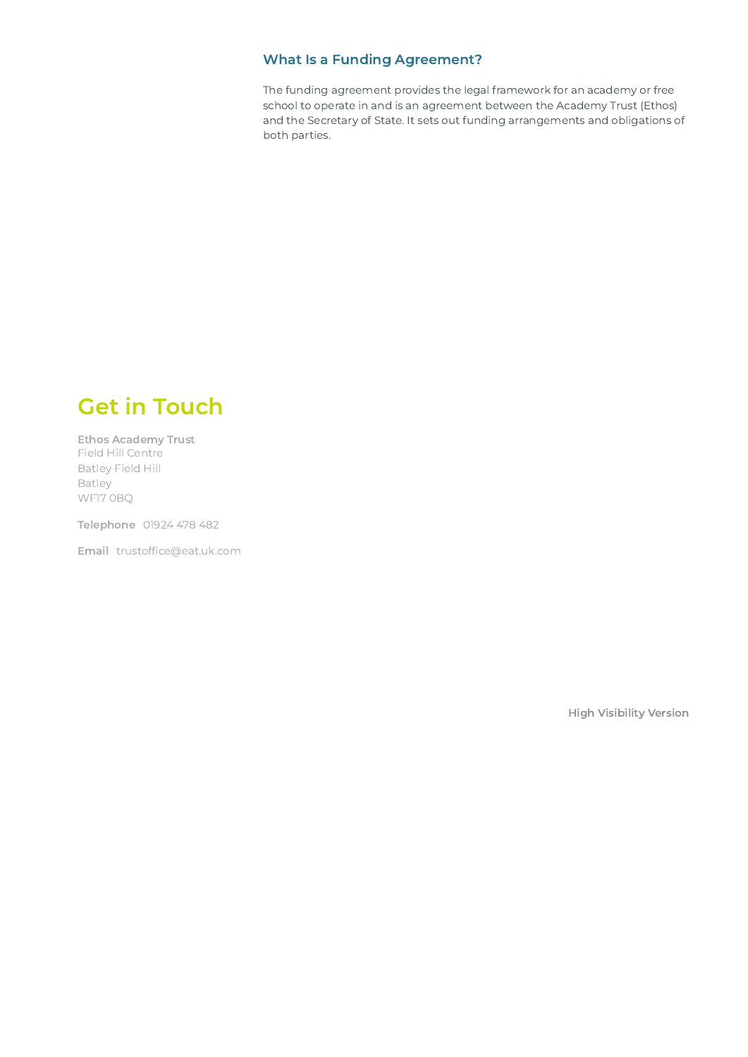### What Is a Funding Agreement?

The funding agreement provides the legal framework for an academy or free school to operate in and is an agreement between the Academy Trust (Ethos) and the Secretary of State. It sets out funding arrangements and obligations of both parties.

## Get in Touch

**Ethos Academy Trust**
Field Hill Centre
Batley Field Hill
Batley
WF17 0BQ

**Telephone** 01924 478 482

**Email** trustoffice@eat.uk.com

**High Visibility Version**